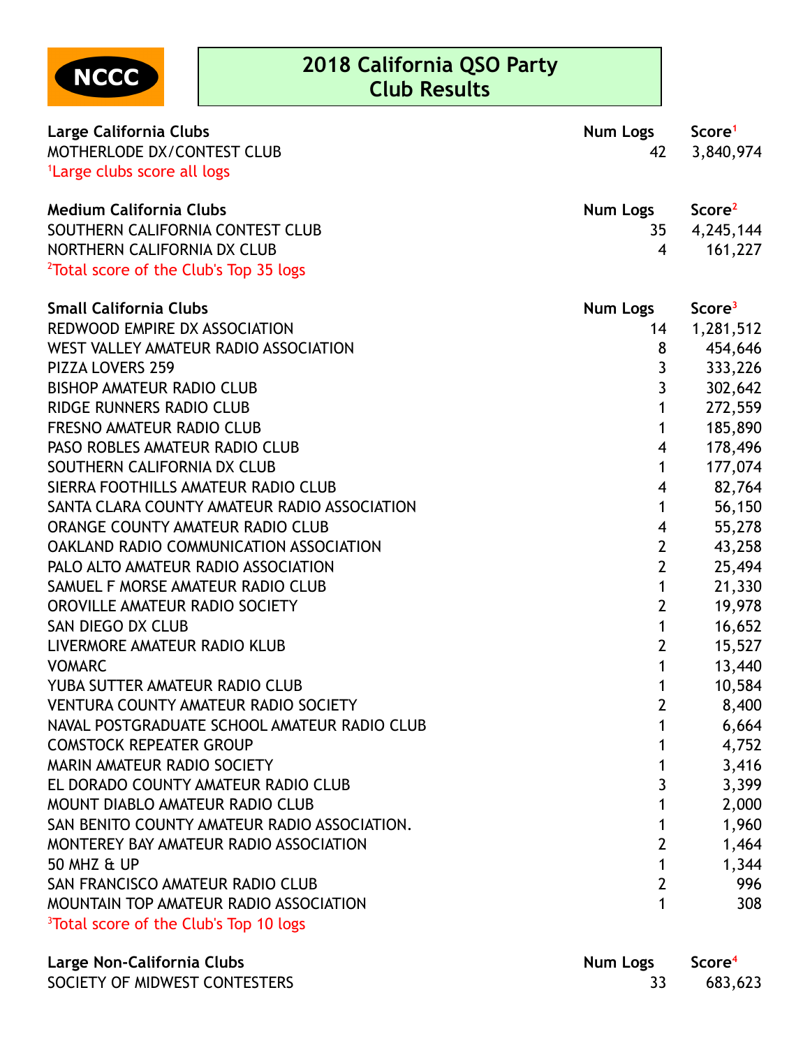NCCC

# 2018 California QSO Party
# Club Results

| Large California Clubs | Num Logs | Score[1] |
|---|---|---|
| MOTHERLODE DX/CONTEST CLUB | 42 | 3,840,974 |

[1]Large clubs score all logs

| Medium California Clubs | Num Logs | Score[2] |
|---|---|---|
| SOUTHERN CALIFORNIA CONTEST CLUB | 35 | 4,245,144 |
| NORTHERN CALIFORNIA DX CLUB | 4 | 161,227 |

[2]Total score of the Club's Top 35 logs

| Small California Clubs | Num Logs | Score[3] |
|---|---|---|
| REDWOOD EMPIRE DX ASSOCIATION | 14 | 1,281,512 |
| WEST VALLEY AMATEUR RADIO ASSOCIATION | 8 | 454,646 |
| PIZZA LOVERS 259 | 3 | 333,226 |
| BISHOP AMATEUR RADIO CLUB | 3 | 302,642 |
| RIDGE RUNNERS RADIO CLUB | 1 | 272,559 |
| FRESNO AMATEUR RADIO CLUB | 1 | 185,890 |
| PASO ROBLES AMATEUR RADIO CLUB | 4 | 178,496 |
| SOUTHERN CALIFORNIA DX CLUB | 1 | 177,074 |
| SIERRA FOOTHILLS AMATEUR RADIO CLUB | 4 | 82,764 |
| SANTA CLARA COUNTY AMATEUR RADIO ASSOCIATION | 1 | 56,150 |
| ORANGE COUNTY AMATEUR RADIO CLUB | 4 | 55,278 |
| OAKLAND RADIO COMMUNICATION ASSOCIATION | 2 | 43,258 |
| PALO ALTO AMATEUR RADIO ASSOCIATION | 2 | 25,494 |
| SAMUEL F MORSE AMATEUR RADIO CLUB | 1 | 21,330 |
| OROVILLE AMATEUR RADIO SOCIETY | 2 | 19,978 |
| SAN DIEGO DX CLUB | 1 | 16,652 |
| LIVERMORE AMATEUR RADIO KLUB | 2 | 15,527 |
| VOMARC | 1 | 13,440 |
| YUBA SUTTER AMATEUR RADIO CLUB | 1 | 10,584 |
| VENTURA COUNTY AMATEUR RADIO SOCIETY | 2 | 8,400 |
| NAVAL POSTGRADUATE SCHOOL AMATEUR RADIO CLUB | 1 | 6,664 |
| COMSTOCK REPEATER GROUP | 1 | 4,752 |
| MARIN AMATEUR RADIO SOCIETY | 1 | 3,416 |
| EL DORADO COUNTY AMATEUR RADIO CLUB | 3 | 3,399 |
| MOUNT DIABLO AMATEUR RADIO CLUB | 1 | 2,000 |
| SAN BENITO COUNTY AMATEUR RADIO ASSOCIATION. | 1 | 1,960 |
| MONTEREY BAY AMATEUR RADIO ASSOCIATION | 2 | 1,464 |
| 50 MHZ & UP | 1 | 1,344 |
| SAN FRANCISCO AMATEUR RADIO CLUB | 2 | 996 |
| MOUNTAIN TOP AMATEUR RADIO ASSOCIATION | 1 | 308 |

[3]Total score of the Club's Top 10 logs

| Large Non-California Clubs | Num Logs | Score[4] |
|---|---|---|
| SOCIETY OF MIDWEST CONTESTERS | 33 | 683,623 |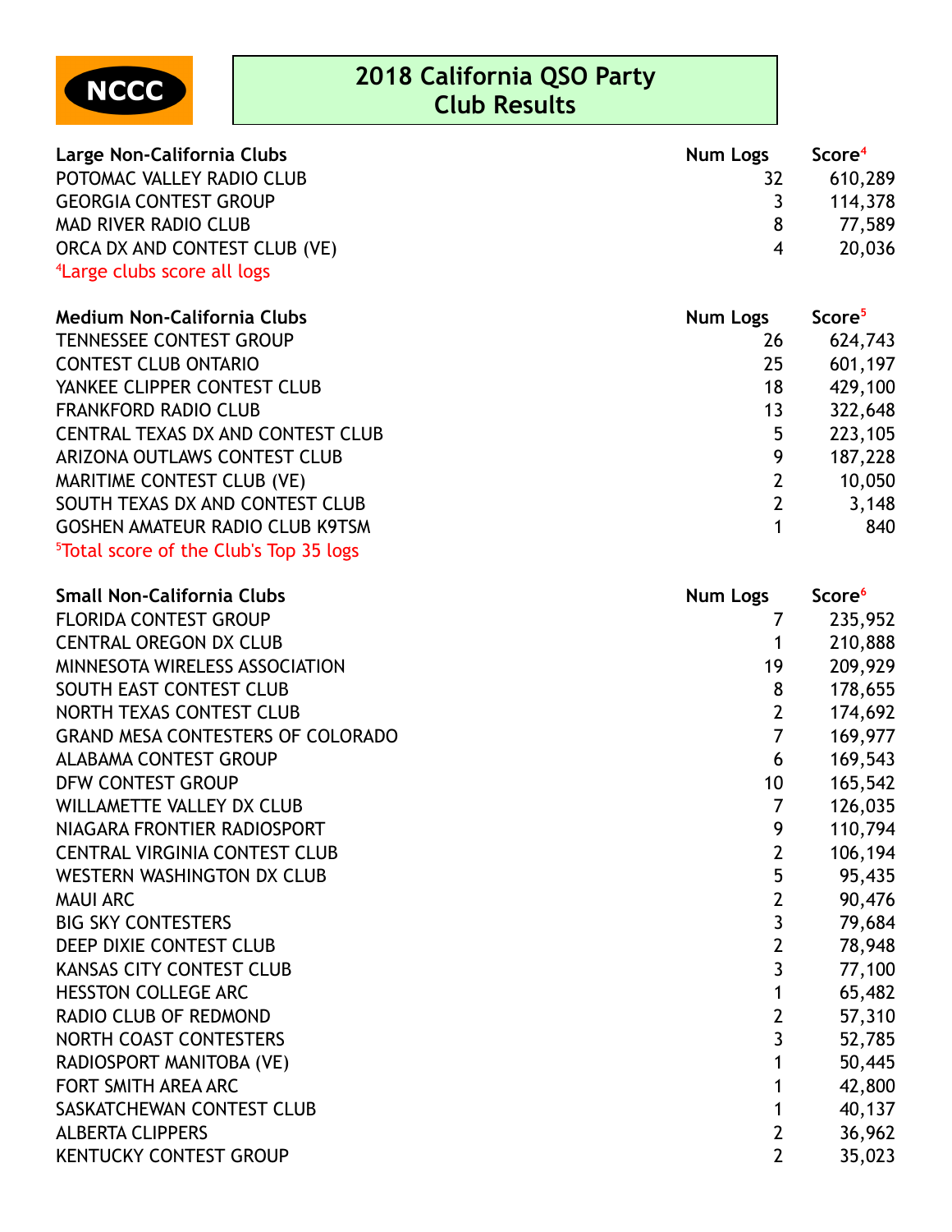NCCC

# 2018 California QSO Party
## Club Results

| Large Non-California Clubs | Num Logs | Score[4] |
|---|---|---|
| POTOMAC VALLEY RADIO CLUB | 32 | 610,289 |
| GEORGIA CONTEST GROUP | 3 | 114,378 |
| MAD RIVER RADIO CLUB | 8 | 77,589 |
| ORCA DX AND CONTEST CLUB (VE) | 4 | 20,036 |

[4]Large clubs score all logs

| Medium Non-California Clubs | Num Logs | Score[5] |
|---|---|---|
| TENNESSEE CONTEST GROUP | 26 | 624,743 |
| CONTEST CLUB ONTARIO | 25 | 601,197 |
| YANKEE CLIPPER CONTEST CLUB | 18 | 429,100 |
| FRANKFORD RADIO CLUB | 13 | 322,648 |
| CENTRAL TEXAS DX AND CONTEST CLUB | 5 | 223,105 |
| ARIZONA OUTLAWS CONTEST CLUB | 9 | 187,228 |
| MARITIME CONTEST CLUB (VE) | 2 | 10,050 |
| SOUTH TEXAS DX AND CONTEST CLUB | 2 | 3,148 |
| GOSHEN AMATEUR RADIO CLUB K9TSM | 1 | 840 |

[5]Total score of the Club's Top 35 logs

| Small Non-California Clubs | Num Logs | Score[6] |
|---|---|---|
| FLORIDA CONTEST GROUP | 7 | 235,952 |
| CENTRAL OREGON DX CLUB | 1 | 210,888 |
| MINNESOTA WIRELESS ASSOCIATION | 19 | 209,929 |
| SOUTH EAST CONTEST CLUB | 8 | 178,655 |
| NORTH TEXAS CONTEST CLUB | 2 | 174,692 |
| GRAND MESA CONTESTERS OF COLORADO | 7 | 169,977 |
| ALABAMA CONTEST GROUP | 6 | 169,543 |
| DFW CONTEST GROUP | 10 | 165,542 |
| WILLAMETTE VALLEY DX CLUB | 7 | 126,035 |
| NIAGARA FRONTIER RADIOSPORT | 9 | 110,794 |
| CENTRAL VIRGINIA CONTEST CLUB | 2 | 106,194 |
| WESTERN WASHINGTON DX CLUB | 5 | 95,435 |
| MAUI ARC | 2 | 90,476 |
| BIG SKY CONTESTERS | 3 | 79,684 |
| DEEP DIXIE CONTEST CLUB | 2 | 78,948 |
| KANSAS CITY CONTEST CLUB | 3 | 77,100 |
| HESSTON COLLEGE ARC | 1 | 65,482 |
| RADIO CLUB OF REDMOND | 2 | 57,310 |
| NORTH COAST CONTESTERS | 3 | 52,785 |
| RADIOSPORT MANITOBA (VE) | 1 | 50,445 |
| FORT SMITH AREA ARC | 1 | 42,800 |
| SASKATCHEWAN CONTEST CLUB | 1 | 40,137 |
| ALBERTA CLIPPERS | 2 | 36,962 |
| KENTUCKY CONTEST GROUP | 2 | 35,023 |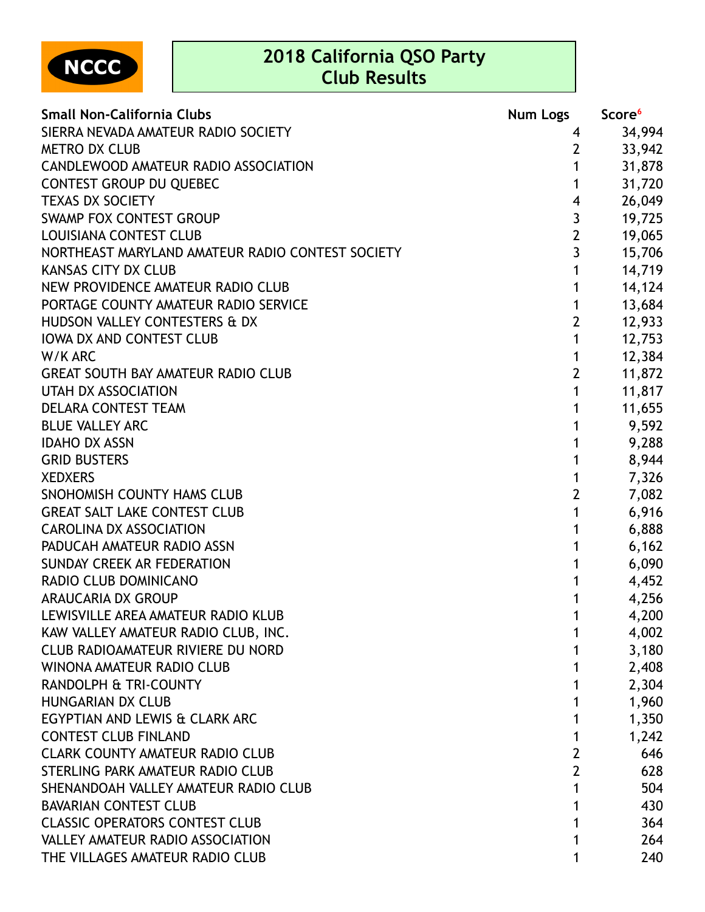NCCC

# 2018 California QSO Party
# Club Results

| Small Non-California Clubs | Num Logs | Score[6] |
|---|---|---|
| SIERRA NEVADA AMATEUR RADIO SOCIETY | 4 | 34,994 |
| METRO DX CLUB | 2 | 33,942 |
| CANDLEWOOD AMATEUR RADIO ASSOCIATION | 1 | 31,878 |
| CONTEST GROUP DU QUEBEC | 1 | 31,720 |
| TEXAS DX SOCIETY | 4 | 26,049 |
| SWAMP FOX CONTEST GROUP | 3 | 19,725 |
| LOUISIANA CONTEST CLUB | 2 | 19,065 |
| NORTHEAST MARYLAND AMATEUR RADIO CONTEST SOCIETY | 3 | 15,706 |
| KANSAS CITY DX CLUB | 1 | 14,719 |
| NEW PROVIDENCE AMATEUR RADIO CLUB | 1 | 14,124 |
| PORTAGE COUNTY AMATEUR RADIO SERVICE | 1 | 13,684 |
| HUDSON VALLEY CONTESTERS & DX | 2 | 12,933 |
| IOWA DX AND CONTEST CLUB | 1 | 12,753 |
| W/K ARC | 1 | 12,384 |
| GREAT SOUTH BAY AMATEUR RADIO CLUB | 2 | 11,872 |
| UTAH DX ASSOCIATION | 1 | 11,817 |
| DELARA CONTEST TEAM | 1 | 11,655 |
| BLUE VALLEY ARC | 1 | 9,592 |
| IDAHO DX ASSN | 1 | 9,288 |
| GRID BUSTERS | 1 | 8,944 |
| XEDXERS | 1 | 7,326 |
| SNOHOMISH COUNTY HAMS CLUB | 2 | 7,082 |
| GREAT SALT LAKE CONTEST CLUB | 1 | 6,916 |
| CAROLINA DX ASSOCIATION | 1 | 6,888 |
| PADUCAH AMATEUR RADIO ASSN | 1 | 6,162 |
| SUNDAY CREEK AR FEDERATION | 1 | 6,090 |
| RADIO CLUB DOMINICANO | 1 | 4,452 |
| ARAUCARIA DX GROUP | 1 | 4,256 |
| LEWISVILLE AREA AMATEUR RADIO KLUB | 1 | 4,200 |
| KAW VALLEY AMATEUR RADIO CLUB, INC. | 1 | 4,002 |
| CLUB RADIOAMATEUR RIVIERE DU NORD | 1 | 3,180 |
| WINONA AMATEUR RADIO CLUB | 1 | 2,408 |
| RANDOLPH & TRI-COUNTY | 1 | 2,304 |
| HUNGARIAN DX CLUB | 1 | 1,960 |
| EGYPTIAN AND LEWIS & CLARK ARC | 1 | 1,350 |
| CONTEST CLUB FINLAND | 1 | 1,242 |
| CLARK COUNTY AMATEUR RADIO CLUB | 2 | 646 |
| STERLING PARK AMATEUR RADIO CLUB | 2 | 628 |
| SHENANDOAH VALLEY AMATEUR RADIO CLUB | 1 | 504 |
| BAVARIAN CONTEST CLUB | 1 | 430 |
| CLASSIC OPERATORS CONTEST CLUB | 1 | 364 |
| VALLEY AMATEUR RADIO ASSOCIATION | 1 | 264 |
| THE VILLAGES AMATEUR RADIO CLUB | 1 | 240 |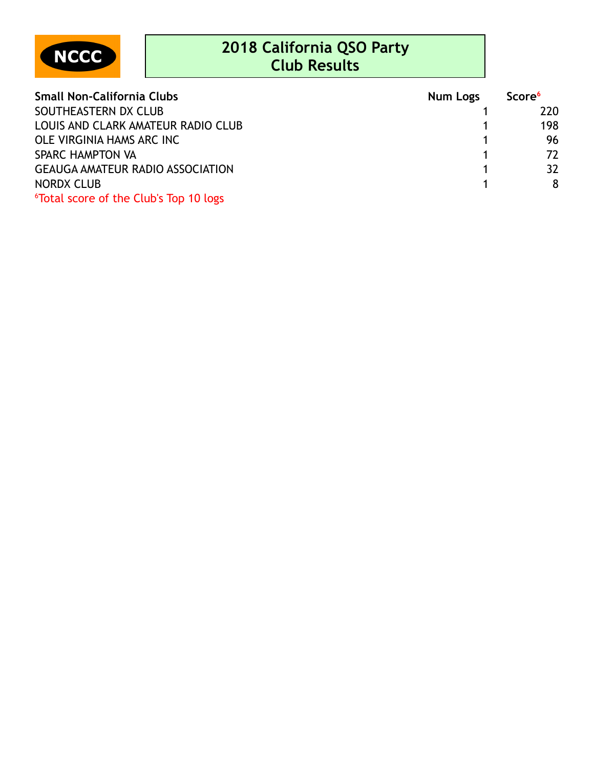# 2018 California QSO Party
## Club Results

| Small Non-California Clubs | Num Logs | Score[6] |
|---|---|---|
| SOUTHEASTERN DX CLUB | 1 | 220 |
| LOUIS AND CLARK AMATEUR RADIO CLUB | 1 | 198 |
| OLE VIRGINIA HAMS ARC INC | 1 | 96 |
| SPARC HAMPTON VA | 1 | 72 |
| GEAUGA AMATEUR RADIO ASSOCIATION | 1 | 32 |
| NORDX CLUB | 1 | 8 |

[6]Total score of the Club's Top 10 logs